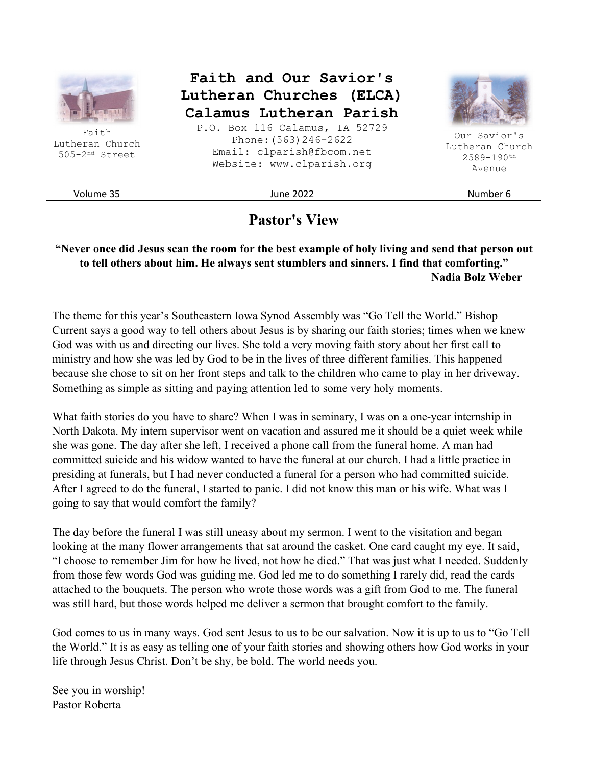Faith Lutheran Church
505-2nd Street

# Faith and Our Savior's Lutheran Churches (ELCA) Calamus Lutheran Parish

P.O. Box 116 Calamus, IA 52729
Phone:(563)246-2622
Email: clparish@fbcom.net
Website: www.clparish.org

Our Savior's Lutheran Church
2589-190th Avenue

Volume 35 | June 2022 | Number 6

## Pastor's View

**"Never once did Jesus scan the room for the best example of holy living and send that person out to tell others about him. He always sent stumblers and sinners. I find that comforting."**
**Nadia Bolz Weber**

The theme for this year's Southeastern Iowa Synod Assembly was "Go Tell the World." Bishop Current says a good way to tell others about Jesus is by sharing our faith stories; times when we knew God was with us and directing our lives. She told a very moving faith story about her first call to ministry and how she was led by God to be in the lives of three different families. This happened because she chose to sit on her front steps and talk to the children who came to play in her driveway. Something as simple as sitting and paying attention led to some very holy moments.

What faith stories do you have to share? When I was in seminary, I was on a one-year internship in North Dakota. My intern supervisor went on vacation and assured me it should be a quiet week while she was gone. The day after she left, I received a phone call from the funeral home. A man had committed suicide and his widow wanted to have the funeral at our church. I had a little practice in presiding at funerals, but I had never conducted a funeral for a person who had committed suicide. After I agreed to do the funeral, I started to panic. I did not know this man or his wife. What was I going to say that would comfort the family?

The day before the funeral I was still uneasy about my sermon. I went to the visitation and began looking at the many flower arrangements that sat around the casket. One card caught my eye. It said, "I choose to remember Jim for how he lived, not how he died." That was just what I needed. Suddenly from those few words God was guiding me. God led me to do something I rarely did, read the cards attached to the bouquets. The person who wrote those words was a gift from God to me. The funeral was still hard, but those words helped me deliver a sermon that brought comfort to the family.

God comes to us in many ways. God sent Jesus to us to be our salvation. Now it is up to us to "Go Tell the World." It is as easy as telling one of your faith stories and showing others how God works in your life through Jesus Christ. Don't be shy, be bold. The world needs you.

See you in worship!
Pastor Roberta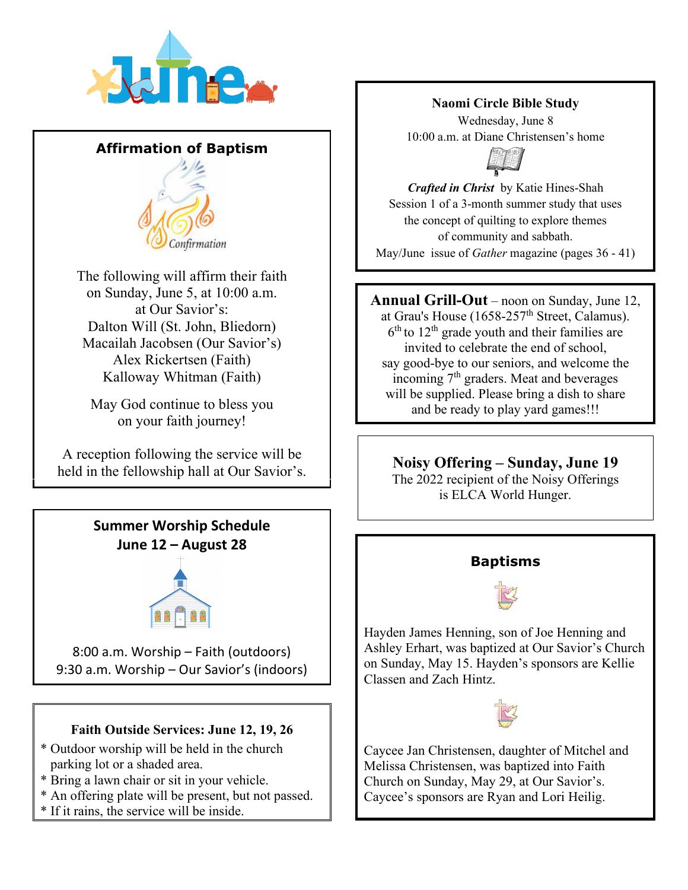# June

## Affirmation of Baptism

Confirmation

The following will affirm their faith on Sunday, June 5, at 10:00 a.m. at Our Savior's:
Dalton Will (St. John, Bliedorn)
Macailah Jacobsen (Our Savior's)
Alex Rickertsen (Faith)
Kalloway Whitman (Faith)

May God continue to bless you on your faith journey!

A reception following the service will be held in the fellowship hall at Our Savior's.

## Summer Worship Schedule
## June 12 – August 28

8:00 a.m. Worship – Faith (outdoors)
9:30 a.m. Worship – Our Savior's (indoors)

### Faith Outside Services: June 12, 19, 26

* Outdoor worship will be held in the church parking lot or a shaded area.
* Bring a lawn chair or sit in your vehicle.
* An offering plate will be present, but not passed.
* If it rains, the service will be inside.

## Naomi Circle Bible Study

Wednesday, June 8
10:00 a.m. at Diane Christensen's home

***Crafted in Christ*** by Katie Hines-Shah
Session 1 of a 3-month summer study that uses the concept of quilting to explore themes of community and sabbath.
May/June issue of *Gather* magazine (pages 36 - 41)

**Annual Grill-Out** – noon on Sunday, June 12, at Grau's House (1658-257th Street, Calamus). 6th to 12th grade youth and their families are invited to celebrate the end of school, say good-bye to our seniors, and welcome the incoming 7th graders. Meat and beverages will be supplied. Please bring a dish to share and be ready to play yard games!!!

**Noisy Offering – Sunday, June 19**
The 2022 recipient of the Noisy Offerings is ELCA World Hunger.

## Baptisms

Hayden James Henning, son of Joe Henning and Ashley Erhart, was baptized at Our Savior's Church on Sunday, May 15. Hayden's sponsors are Kellie Classen and Zach Hintz.

Caycee Jan Christensen, daughter of Mitchel and Melissa Christensen, was baptized into Faith Church on Sunday, May 29, at Our Savior's. Caycee's sponsors are Ryan and Lori Heilig.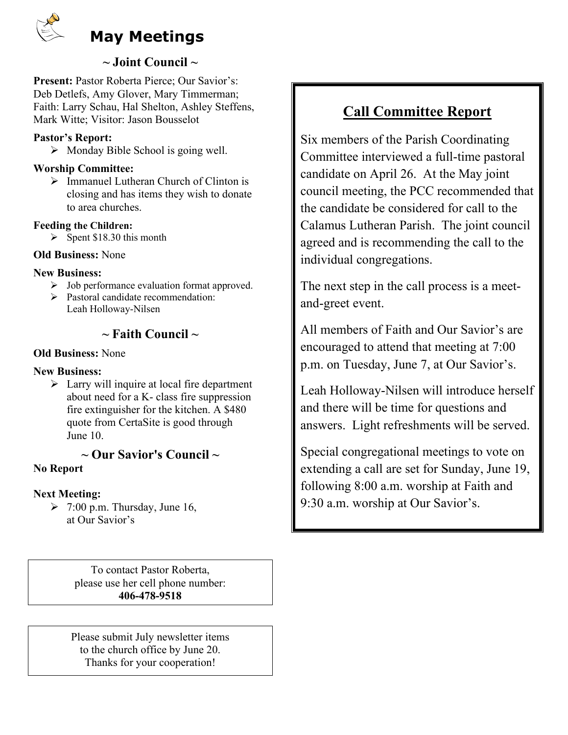# May Meetings

## ~ Joint Council ~

**Present:** Pastor Roberta Pierce; Our Savior's: Deb Detlefs, Amy Glover, Mary Timmerman; Faith: Larry Schau, Hal Shelton, Ashley Steffens, Mark Witte; Visitor: Jason Bousselot

**Pastor's Report:**

- Monday Bible School is going well.

**Worship Committee:**

- Immanuel Lutheran Church of Clinton is closing and has items they wish to donate to area churches.

**Feeding the Children:**

- Spent $18.30 this month

**Old Business:** None

**New Business:**

- Job performance evaluation format approved.
- Pastoral candidate recommendation: Leah Holloway-Nilsen

## ~ Faith Council ~

**Old Business:** None

**New Business:**

- Larry will inquire at local fire department about need for a K- class fire suppression fire extinguisher for the kitchen. A $480 quote from CertaSite is good through June 10.

## ~ Our Savior's Council ~

**No Report**

**Next Meeting:**

- 7:00 p.m. Thursday, June 16, at Our Savior's

To contact Pastor Roberta, please use her cell phone number: **406-478-9518**

Please submit July newsletter items to the church office by June 20. Thanks for your cooperation!

## Call Committee Report

Six members of the Parish Coordinating Committee interviewed a full-time pastoral candidate on April 26. At the May joint council meeting, the PCC recommended that the candidate be considered for call to the Calamus Lutheran Parish. The joint council agreed and is recommending the call to the individual congregations.

The next step in the call process is a meet-and-greet event.

All members of Faith and Our Savior's are encouraged to attend that meeting at 7:00 p.m. on Tuesday, June 7, at Our Savior's.

Leah Holloway-Nilsen will introduce herself and there will be time for questions and answers. Light refreshments will be served.

Special congregational meetings to vote on extending a call are set for Sunday, June 19, following 8:00 a.m. worship at Faith and 9:30 a.m. worship at Our Savior's.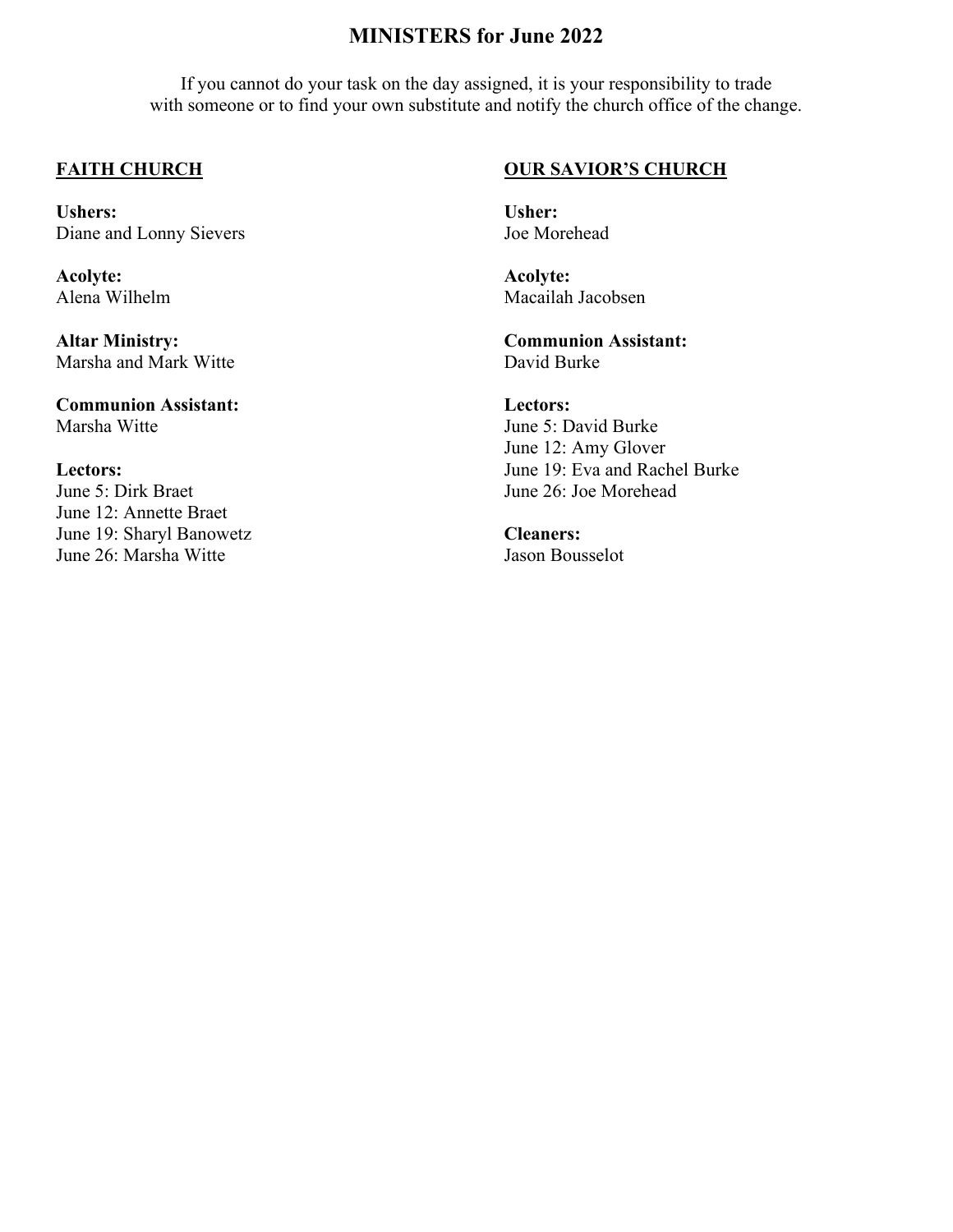# MINISTERS for June 2022

If you cannot do your task on the day assigned, it is your responsibility to trade with someone or to find your own substitute and notify the church office of the change.

## FAITH CHURCH

**Ushers:**
Diane and Lonny Sievers

**Acolyte:**
Alena Wilhelm

**Altar Ministry:**
Marsha and Mark Witte

**Communion Assistant:**
Marsha Witte

**Lectors:**
June 5: Dirk Braet
June 12: Annette Braet
June 19: Sharyl Banowetz
June 26: Marsha Witte

## OUR SAVIOR'S CHURCH

**Usher:**
Joe Morehead

**Acolyte:**
Macailah Jacobsen

**Communion Assistant:**
David Burke

**Lectors:**
June 5: David Burke
June 12: Amy Glover
June 19: Eva and Rachel Burke
June 26: Joe Morehead

**Cleaners:**
Jason Bousselot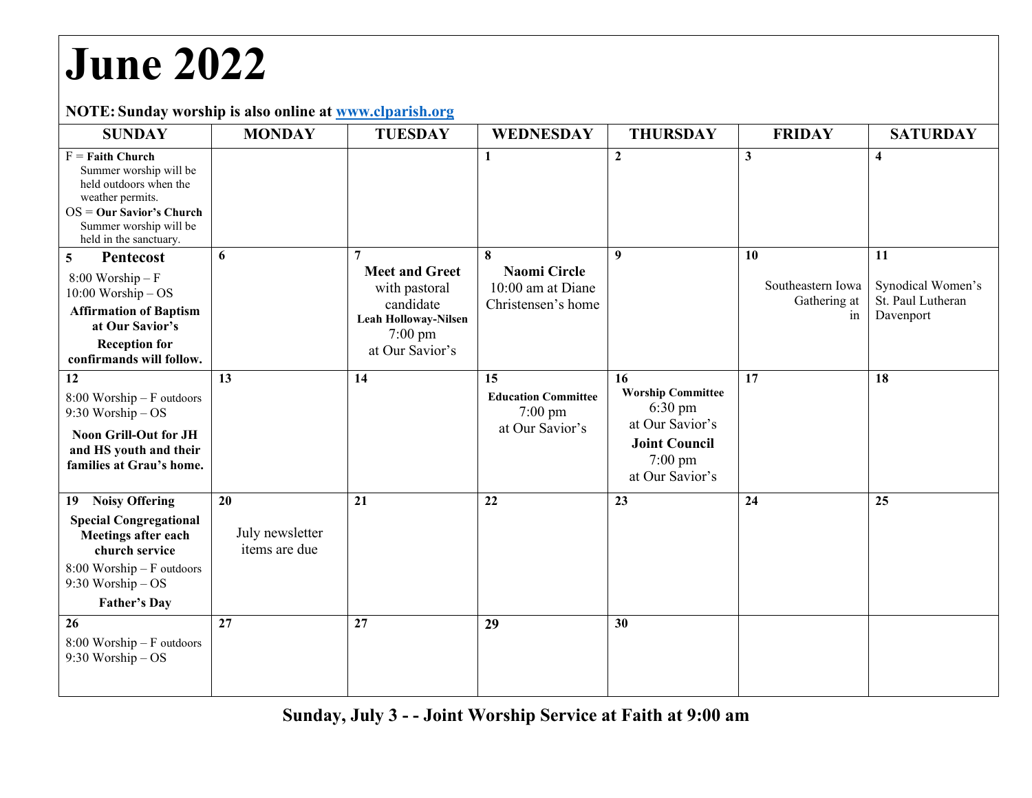# June 2022

**NOTE: Sunday worship is also online at [www.clparish.org](http://www.clparish.org)**

| SUNDAY | MONDAY | TUESDAY | WEDNESDAY | THURSDAY | FRIDAY | SATURDAY |
|---|---|---|---|---|---|---|
| F = **Faith Church** Summer worship will be held outdoors when the weather permits. OS = **Our Savior's Church** Summer worship will be held in the sanctuary. | | | **1** | **2** | **3** | **4** |
| **5 Pentecost** 8:00 Worship – F 10:00 Worship – OS **Affirmation of Baptism at Our Savior's** **Reception for confirmands will follow.** | **6** | **7** **Meet and Greet** with pastoral candidate **Leah Holloway-Nilsen** 7:00 pm at Our Savior's | **8** **Naomi Circle** 10:00 am at Diane Christensen's home | **9** | **10** Southeastern Iowa Gathering at in | **11** Synodical Women's St. Paul Lutheran Davenport |
| **12** 8:00 Worship – F outdoors 9:30 Worship – OS **Noon Grill-Out for JH and HS youth and their families at Grau's home.** | **13** | **14** | **15** **Education Committee** 7:00 pm at Our Savior's | **16** **Worship Committee** 6:30 pm at Our Savior's **Joint Council** 7:00 pm at Our Savior's | **17** | **18** |
| **19 Noisy Offering** **Special Congregational Meetings after each church service** 8:00 Worship – F outdoors 9:30 Worship – OS **Father's Day** | **20** July newsletter items are due | **21** | **22** | **23** | **24** | **25** |
| **26** 8:00 Worship – F outdoors 9:30 Worship – OS | **27** | **27** | **29** | **30** | | |

**Sunday, July 3 - - Joint Worship Service at Faith at 9:00 am**